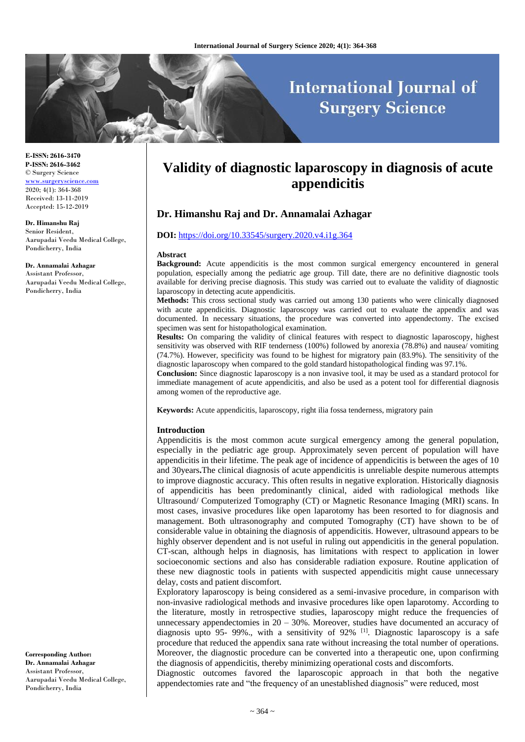E-ISSN: 2616-3470
P-ISSN: 2616-3462
© Surgery Science
www.surgeryscience.com
2020; 4(1): 364-368
Received: 13-11-2019
Accepted: 15-12-2019

**Dr. Himanshu Raj**
Senior Resident,
Aarupadai Veedu Medical College,
Pondicherry, India

**Dr. Annamalai Azhagar**
Assistant Professor,
Aarupadai Veedu Medical College,
Pondicherry, India

**Corresponding Author:**
**Dr. Annamalai Azhagar**
Assistant Professor,
Aarupadai Veedu Medical College,
Pondicherry, India

# Validity of diagnostic laparoscopy in diagnosis of acute appendicitis

## Dr. Himanshu Raj and Dr. Annamalai Azhagar

**DOI:** https://doi.org/10.33545/surgery.2020.v4.i1g.364

### Abstract

**Background:** Acute appendicitis is the most common surgical emergency encountered in general population, especially among the pediatric age group. Till date, there are no definitive diagnostic tools available for deriving precise diagnosis. This study was carried out to evaluate the validity of diagnostic laparoscopy in detecting acute appendicitis.

**Methods:** This cross sectional study was carried out among 130 patients who were clinically diagnosed with acute appendicitis. Diagnostic laparoscopy was carried out to evaluate the appendix and was documented. In necessary situations, the procedure was converted into appendectomy. The excised specimen was sent for histopathological examination.

**Results:** On comparing the validity of clinical features with respect to diagnostic laparoscopy, highest sensitivity was observed with RIF tenderness (100%) followed by anorexia (78.8%) and nausea/ vomiting (74.7%). However, specificity was found to be highest for migratory pain (83.9%). The sensitivity of the diagnostic laparoscopy when compared to the gold standard histopathological finding was 97.1%.

**Conclusion:** Since diagnostic laparoscopy is a non invasive tool, it may be used as a standard protocol for immediate management of acute appendicitis, and also be used as a potent tool for differential diagnosis among women of the reproductive age.

**Keywords:** Acute appendicitis, laparoscopy, right ilia fossa tenderness, migratory pain

### Introduction

Appendicitis is the most common acute surgical emergency among the general population, especially in the pediatric age group. Approximately seven percent of population will have appendicitis in their lifetime. The peak age of incidence of appendicitis is between the ages of 10 and 30years**.**The clinical diagnosis of acute appendicitis is unreliable despite numerous attempts to improve diagnostic accuracy. This often results in negative exploration. Historically diagnosis of appendicitis has been predominantly clinical, aided with radiological methods like Ultrasound/ Computerized Tomography (CT) or Magnetic Resonance Imaging (MRI) scans. In most cases, invasive procedures like open laparotomy has been resorted to for diagnosis and management. Both ultrasonography and computed Tomography (CT) have shown to be of considerable value in obtaining the diagnosis of appendicitis. However, ultrasound appears to be highly observer dependent and is not useful in ruling out appendicitis in the general population. CT-scan, although helps in diagnosis, has limitations with respect to application in lower socioeconomic sections and also has considerable radiation exposure. Routine application of these new diagnostic tools in patients with suspected appendicitis might cause unnecessary delay, costs and patient discomfort.

Exploratory laparoscopy is being considered as a semi-invasive procedure, in comparison with non-invasive radiological methods and invasive procedures like open laparotomy. According to the literature, mostly in retrospective studies, laparoscopy might reduce the frequencies of unnecessary appendectomies in 20 – 30%. Moreover, studies have documented an accuracy of diagnosis upto 95- 99%., with a sensitivity of 92% [1]. Diagnostic laparoscopy is a safe procedure that reduced the appendix sana rate without increasing the total number of operations. Moreover, the diagnostic procedure can be converted into a therapeutic one, upon confirming the diagnosis of appendicitis, thereby minimizing operational costs and discomforts.

Diagnostic outcomes favored the laparoscopic approach in that both the negative appendectomies rate and "the frequency of an unestablished diagnosis" were reduced, most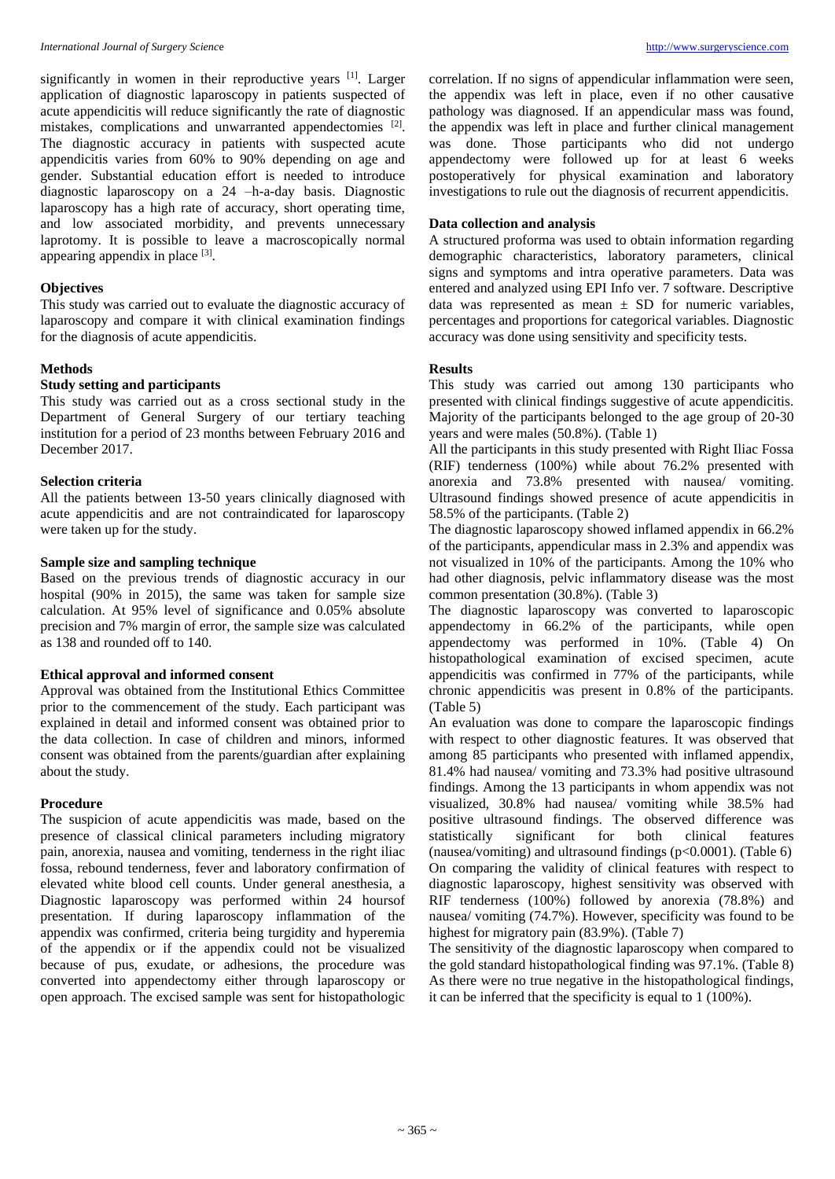significantly in women in their reproductive years [1]. Larger application of diagnostic laparoscopy in patients suspected of acute appendicitis will reduce significantly the rate of diagnostic mistakes, complications and unwarranted appendectomies [2]. The diagnostic accuracy in patients with suspected acute appendicitis varies from 60% to 90% depending on age and gender. Substantial education effort is needed to introduce diagnostic laparoscopy on a 24 –h-a-day basis. Diagnostic laparoscopy has a high rate of accuracy, short operating time, and low associated morbidity, and prevents unnecessary laprotomy. It is possible to leave a macroscopically normal appearing appendix in place [3].

### Objectives

This study was carried out to evaluate the diagnostic accuracy of laparoscopy and compare it with clinical examination findings for the diagnosis of acute appendicitis.

### Methods

#### Study setting and participants

This study was carried out as a cross sectional study in the Department of General Surgery of our tertiary teaching institution for a period of 23 months between February 2016 and December 2017.

#### Selection criteria

All the patients between 13-50 years clinically diagnosed with acute appendicitis and are not contraindicated for laparoscopy were taken up for the study.

#### Sample size and sampling technique

Based on the previous trends of diagnostic accuracy in our hospital (90% in 2015), the same was taken for sample size calculation. At 95% level of significance and 0.05% absolute precision and 7% margin of error, the sample size was calculated as 138 and rounded off to 140.

#### Ethical approval and informed consent

Approval was obtained from the Institutional Ethics Committee prior to the commencement of the study. Each participant was explained in detail and informed consent was obtained prior to the data collection. In case of children and minors, informed consent was obtained from the parents/guardian after explaining about the study.

#### Procedure

The suspicion of acute appendicitis was made, based on the presence of classical clinical parameters including migratory pain, anorexia, nausea and vomiting, tenderness in the right iliac fossa, rebound tenderness, fever and laboratory confirmation of elevated white blood cell counts. Under general anesthesia, a Diagnostic laparoscopy was performed within 24 hoursof presentation. If during laparoscopy inflammation of the appendix was confirmed, criteria being turgidity and hyperemia of the appendix or if the appendix could not be visualized because of pus, exudate, or adhesions, the procedure was converted into appendectomy either through laparoscopy or open approach. The excised sample was sent for histopathologic correlation. If no signs of appendicular inflammation were seen, the appendix was left in place, even if no other causative pathology was diagnosed. If an appendicular mass was found, the appendix was left in place and further clinical management was done. Those participants who did not undergo appendectomy were followed up for at least 6 weeks postoperatively for physical examination and laboratory investigations to rule out the diagnosis of recurrent appendicitis.

#### Data collection and analysis

A structured proforma was used to obtain information regarding demographic characteristics, laboratory parameters, clinical signs and symptoms and intra operative parameters. Data was entered and analyzed using EPI Info ver. 7 software. Descriptive data was represented as mean ± SD for numeric variables, percentages and proportions for categorical variables. Diagnostic accuracy was done using sensitivity and specificity tests.

### Results

This study was carried out among 130 participants who presented with clinical findings suggestive of acute appendicitis. Majority of the participants belonged to the age group of 20-30 years and were males (50.8%). (Table 1)

All the participants in this study presented with Right Iliac Fossa (RIF) tenderness (100%) while about 76.2% presented with anorexia and 73.8% presented with nausea/ vomiting. Ultrasound findings showed presence of acute appendicitis in 58.5% of the participants. (Table 2)

The diagnostic laparoscopy showed inflamed appendix in 66.2% of the participants, appendicular mass in 2.3% and appendix was not visualized in 10% of the participants. Among the 10% who had other diagnosis, pelvic inflammatory disease was the most common presentation (30.8%). (Table 3)

The diagnostic laparoscopy was converted to laparoscopic appendectomy in 66.2% of the participants, while open appendectomy was performed in 10%. (Table 4) On histopathological examination of excised specimen, acute appendicitis was confirmed in 77% of the participants, while chronic appendicitis was present in 0.8% of the participants. (Table 5)

An evaluation was done to compare the laparoscopic findings with respect to other diagnostic features. It was observed that among 85 participants who presented with inflamed appendix, 81.4% had nausea/ vomiting and 73.3% had positive ultrasound findings. Among the 13 participants in whom appendix was not visualized, 30.8% had nausea/ vomiting while 38.5% had positive ultrasound findings. The observed difference was statistically significant for both clinical features (nausea/vomiting) and ultrasound findings ($p<0.0001$). (Table 6)

On comparing the validity of clinical features with respect to diagnostic laparoscopy, highest sensitivity was observed with RIF tenderness (100%) followed by anorexia (78.8%) and nausea/ vomiting (74.7%). However, specificity was found to be highest for migratory pain (83.9%). (Table 7)

The sensitivity of the diagnostic laparoscopy when compared to the gold standard histopathological finding was 97.1%. (Table 8) As there were no true negative in the histopathological findings, it can be inferred that the specificity is equal to 1 (100%).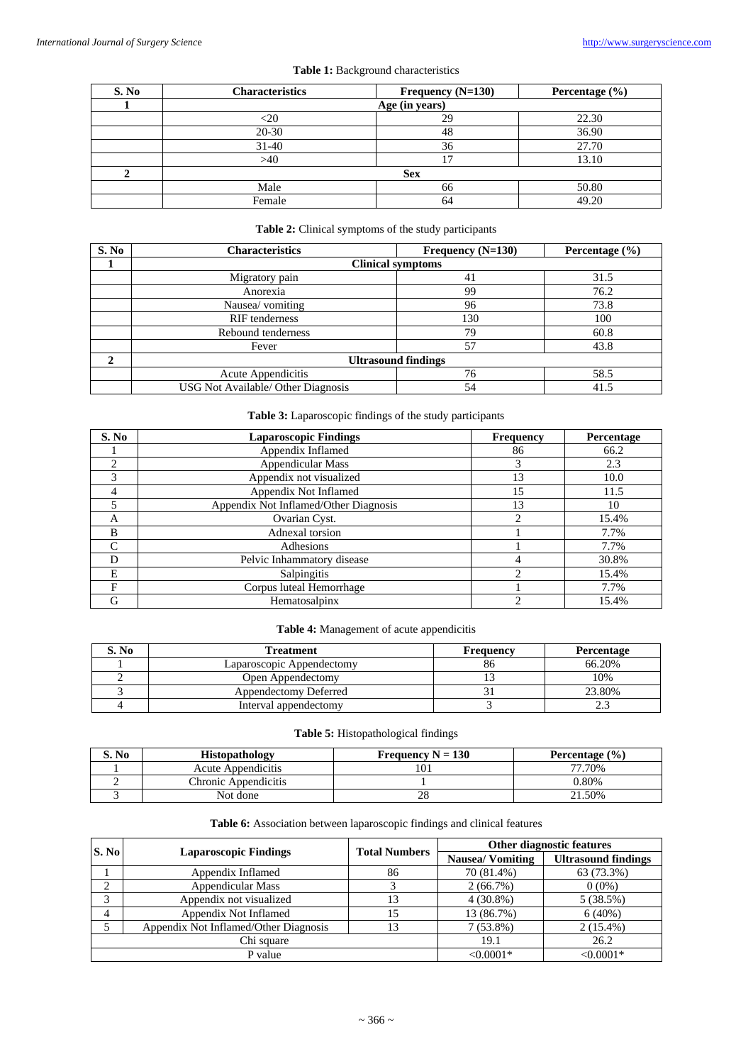**Table 1:** Background characteristics

| S. No | Characteristics | Frequency (N=130) | Percentage (%) |
|---|---|---|---|
| 1 | Age (in years) | | |
| | <20 | 29 | 22.30 |
| | 20-30 | 48 | 36.90 |
| | 31-40 | 36 | 27.70 |
| | >40 | 17 | 13.10 |
| 2 | Sex | | |
| | Male | 66 | 50.80 |
| | Female | 64 | 49.20 |

**Table 2:** Clinical symptoms of the study participants

| S. No | Characteristics | Frequency (N=130) | Percentage (%) |
|---|---|---|---|
| 1 | Clinical symptoms | | |
| | Migratory pain | 41 | 31.5 |
| | Anorexia | 99 | 76.2 |
| | Nausea/ vomiting | 96 | 73.8 |
| | RIF tenderness | 130 | 100 |
| | Rebound tenderness | 79 | 60.8 |
| | Fever | 57 | 43.8 |
| 2 | Ultrasound findings | | |
| | Acute Appendicitis | 76 | 58.5 |
| | USG Not Available/ Other Diagnosis | 54 | 41.5 |

**Table 3:** Laparoscopic findings of the study participants

| S. No | Laparoscopic Findings | Frequency | Percentage |
|---|---|---|---|
| 1 | Appendix Inflamed | 86 | 66.2 |
| 2 | Appendicular Mass | 3 | 2.3 |
| 3 | Appendix not visualized | 13 | 10.0 |
| 4 | Appendix Not Inflamed | 15 | 11.5 |
| 5 | Appendix Not Inflamed/Other Diagnosis | 13 | 10 |
| A | Ovarian Cyst. | 2 | 15.4% |
| B | Adnexal torsion | 1 | 7.7% |
| C | Adhesions | 1 | 7.7% |
| D | Pelvic Inhammatory disease | 4 | 30.8% |
| E | Salpingitis | 2 | 15.4% |
| F | Corpus luteal Hemorrhage | 1 | 7.7% |
| G | Hematosalpinx | 2 | 15.4% |

**Table 4:** Management of acute appendicitis

| S. No | Treatment | Frequency | Percentage |
|---|---|---|---|
| 1 | Laparoscopic Appendectomy | 86 | 66.20% |
| 2 | Open Appendectomy | 13 | 10% |
| 3 | Appendectomy Deferred | 31 | 23.80% |
| 4 | Interval appendectomy | 3 | 2.3 |

**Table 5:** Histopathological findings

| S. No | Histopathology | Frequency N = 130 | Percentage (%) |
|---|---|---|---|
| 1 | Acute Appendicitis | 101 | 77.70% |
| 2 | Chronic Appendicitis | 1 | 0.80% |
| 3 | Not done | 28 | 21.50% |

**Table 6:** Association between laparoscopic findings and clinical features

| S. No | Laparoscopic Findings | Total Numbers | Other diagnostic features | |
|---|---|---|---|---|
| | | | Nausea/ Vomiting | Ultrasound findings |
| 1 | Appendix Inflamed | 86 | 70 (81.4%) | 63 (73.3%) |
| 2 | Appendicular Mass | 3 | 2 (66.7%) | 0 (0%) |
| 3 | Appendix not visualized | 13 | 4 (30.8%) | 5 (38.5%) |
| 4 | Appendix Not Inflamed | 15 | 13 (86.7%) | 6 (40%) |
| 5 | Appendix Not Inflamed/Other Diagnosis | 13 | 7 (53.8%) | 2 (15.4%) |
| Chi square | | | 19.1 | 26.2 |
| P value | | | <0.0001* | <0.0001* |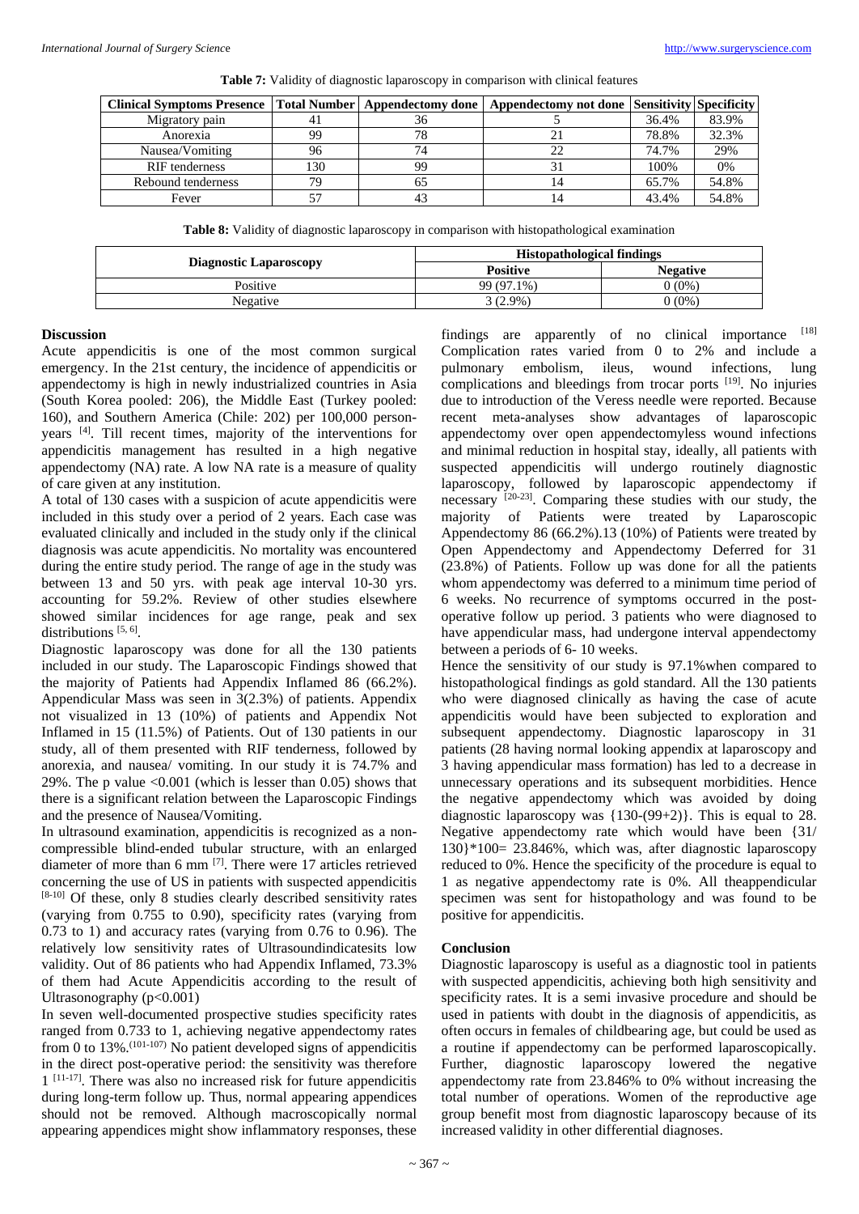**Table 7:** Validity of diagnostic laparoscopy in comparison with clinical features

| Clinical Symptoms Presence | Total Number | Appendectomy done | Appendectomy not done | Sensitivity | Specificity |
|---|---|---|---|---|---|
| Migratory pain | 41 | 36 | 5 | 36.4% | 83.9% |
| Anorexia | 99 | 78 | 21 | 78.8% | 32.3% |
| Nausea/Vomiting | 96 | 74 | 22 | 74.7% | 29% |
| RIF tenderness | 130 | 99 | 31 | 100% | 0% |
| Rebound tenderness | 79 | 65 | 14 | 65.7% | 54.8% |
| Fever | 57 | 43 | 14 | 43.4% | 54.8% |

**Table 8:** Validity of diagnostic laparoscopy in comparison with histopathological examination

| Diagnostic Laparoscopy | Histopathological findings | |
|---|---|---|
| | Positive | Negative |
| Positive | 99 (97.1%) | 0 (0%) |
| Negative | 3 (2.9%) | 0 (0%) |

## Discussion

Acute appendicitis is one of the most common surgical emergency. In the 21st century, the incidence of appendicitis or appendectomy is high in newly industrialized countries in Asia (South Korea pooled: 206), the Middle East (Turkey pooled: 160), and Southern America (Chile: 202) per 100,000 person-years [4]. Till recent times, majority of the interventions for appendicitis management has resulted in a high negative appendectomy (NA) rate. A low NA rate is a measure of quality of care given at any institution.

A total of 130 cases with a suspicion of acute appendicitis were included in this study over a period of 2 years. Each case was evaluated clinically and included in the study only if the clinical diagnosis was acute appendicitis. No mortality was encountered during the entire study period. The range of age in the study was between 13 and 50 yrs. with peak age interval 10-30 yrs. accounting for 59.2%. Review of other studies elsewhere showed similar incidences for age range, peak and sex distributions [5, 6].

Diagnostic laparoscopy was done for all the 130 patients included in our study. The Laparoscopic Findings showed that the majority of Patients had Appendix Inflamed 86 (66.2%). Appendicular Mass was seen in 3(2.3%) of patients. Appendix not visualized in 13 (10%) of patients and Appendix Not Inflamed in 15 (11.5%) of Patients. Out of 130 patients in our study, all of them presented with RIF tenderness, followed by anorexia, and nausea/ vomiting. In our study it is 74.7% and 29%. The p value <0.001 (which is lesser than 0.05) shows that there is a significant relation between the Laparoscopic Findings and the presence of Nausea/Vomiting.

In ultrasound examination, appendicitis is recognized as a non-compressible blind-ended tubular structure, with an enlarged diameter of more than 6 mm [7]. There were 17 articles retrieved concerning the use of US in patients with suspected appendicitis [8-10] Of these, only 8 studies clearly described sensitivity rates (varying from 0.755 to 0.90), specificity rates (varying from 0.73 to 1) and accuracy rates (varying from 0.76 to 0.96). The relatively low sensitivity rates of Ultrasoundindicatesits low validity. Out of 86 patients who had Appendix Inflamed, 73.3% of them had Acute Appendicitis according to the result of Ultrasonography (p<0.001)

In seven well-documented prospective studies specificity rates ranged from 0.733 to 1, achieving negative appendectomy rates from 0 to 13%.(101-107) No patient developed signs of appendicitis in the direct post-operative period: the sensitivity was therefore 1 [11-17]. There was also no increased risk for future appendicitis during long-term follow up. Thus, normal appearing appendices should not be removed. Although macroscopically normal appearing appendices might show inflammatory responses, these findings are apparently of no clinical importance [18] Complication rates varied from 0 to 2% and include a pulmonary embolism, ileus, wound infections, lung complications and bleedings from trocar ports [19]. No injuries due to introduction of the Veress needle were reported. Because recent meta-analyses show advantages of laparoscopic appendectomy over open appendectomyless wound infections and minimal reduction in hospital stay, ideally, all patients with suspected appendicitis will undergo routinely diagnostic laparoscopy, followed by laparoscopic appendectomy if necessary [20-23]. Comparing these studies with our study, the majority of Patients were treated by Laparoscopic Appendectomy 86 (66.2%).13 (10%) of Patients were treated by Open Appendectomy and Appendectomy Deferred for 31 (23.8%) of Patients. Follow up was done for all the patients whom appendectomy was deferred to a minimum time period of 6 weeks. No recurrence of symptoms occurred in the post-operative follow up period. 3 patients who were diagnosed to have appendicular mass, had undergone interval appendectomy between a periods of 6- 10 weeks.

Hence the sensitivity of our study is 97.1%when compared to histopathological findings as gold standard. All the 130 patients who were diagnosed clinically as having the case of acute appendicitis would have been subjected to exploration and subsequent appendectomy. Diagnostic laparoscopy in 31 patients (28 having normal looking appendix at laparoscopy and 3 having appendicular mass formation) has led to a decrease in unnecessary operations and its subsequent morbidities. Hence the negative appendectomy which was avoided by doing diagnostic laparoscopy was {130-(99+2)}. This is equal to 28. Negative appendectomy rate which would have been {31/ 130}*100= 23.846%, which was, after diagnostic laparoscopy reduced to 0%. Hence the specificity of the procedure is equal to 1 as negative appendectomy rate is 0%. All theappendicular specimen was sent for histopathology and was found to be positive for appendicitis.

## Conclusion

Diagnostic laparoscopy is useful as a diagnostic tool in patients with suspected appendicitis, achieving both high sensitivity and specificity rates. It is a semi invasive procedure and should be used in patients with doubt in the diagnosis of appendicitis, as often occurs in females of childbearing age, but could be used as a routine if appendectomy can be performed laparoscopically. Further, diagnostic laparoscopy lowered the negative appendectomy rate from 23.846% to 0% without increasing the total number of operations. Women of the reproductive age group benefit most from diagnostic laparoscopy because of its increased validity in other differential diagnoses.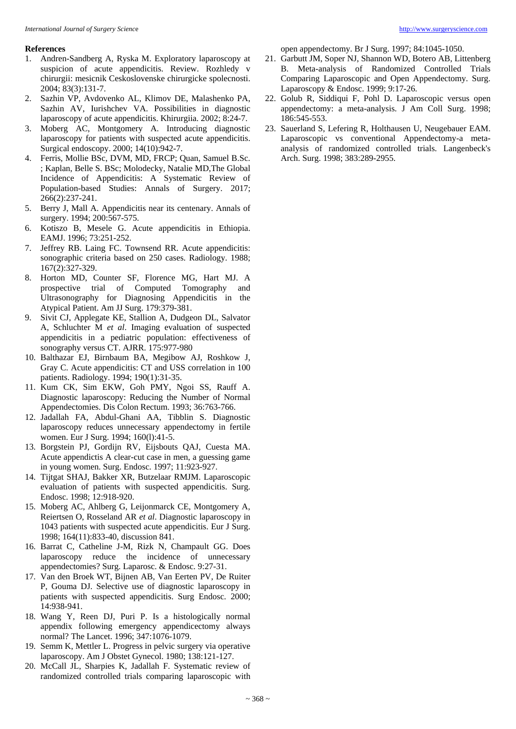**References**

1. Andren-Sandberg A, Ryska M. Exploratory laparoscopy at suspicion of acute appendicitis. Review. Rozhledy v chirurgii: mesicnik Ceskoslovenske chirurgicke spolecnosti. 2004; 83(3):131-7.
2. Sazhin VP, Avdovenko AL, Klimov DE, Malashenko PA, Sazhin AV, Iurishchev VA. Possibilities in diagnostic laparoscopy of acute appendicitis. Khirurgiia. 2002; 8:24-7.
3. Moberg AC, Montgomery A. Introducing diagnostic laparoscopy for patients with suspected acute appendicitis. Surgical endoscopy. 2000; 14(10):942-7.
4. Ferris, Mollie BSc, DVM, MD, FRCP; Quan, Samuel B.Sc. ; Kaplan, Belle S. BSc; Molodecky, Natalie MD,The Global Incidence of Appendicitis: A Systematic Review of Population-based Studies: Annals of Surgery. 2017; 266(2):237-241.
5. Berry J, Mall A. Appendicitis near its centenary. Annals of surgery. 1994; 200:567-575.
6. Kotiszo B, Mesele G. Acute appendicitis in Ethiopia. EAMJ. 1996; 73:251-252.
7. Jeffrey RB. Laing FC. Townsend RR. Acute appendicitis: sonographic criteria based on 250 cases. Radiology. 1988; 167(2):327-329.
8. Horton MD, Counter SF, Florence MG, Hart MJ. A prospective trial of Computed Tomography and Ultrasonography for Diagnosing Appendicitis in the Atypical Patient. Am JJ Surg. 179:379-381.
9. Sivit CJ, Applegate KE, Stallion A, Dudgeon DL, Salvator A, Schluchter M *et al*. Imaging evaluation of suspected appendicitis in a pediatric population: effectiveness of sonography versus CT. AJRR. 175:977-980
10. Balthazar EJ, Birnbaum BA, Megibow AJ, Roshkow J, Gray C. Acute appendicitis: CT and USS correlation in 100 patients. Radiology. 1994; 190(1):31-35.
11. Kum CK, Sim EKW, Goh PMY, Ngoi SS, Rauff A. Diagnostic laparoscopy: Reducing the Number of Normal Appendectomies. Dis Colon Rectum. 1993; 36:763-766.
12. Jadallah FA, Abdul-Ghani AA, Tibblin S. Diagnostic laparoscopy reduces unnecessary appendectomy in fertile women. Eur J Surg. 1994; 160(l):41-5.
13. Borgstein PJ, Gordijn RV, Eijsbouts QAJ, Cuesta MA. Acute appendictis A clear-cut case in men, a guessing game in young women. Surg. Endosc. 1997; 11:923-927.
14. Tijtgat SHAJ, Bakker XR, Butzelaar RMJM. Laparoscopic evaluation of patients with suspected appendicitis. Surg. Endosc. 1998; 12:918-920.
15. Moberg AC, Ahlberg G, Leijonmarck CE, Montgomery A, Reiertsen O, Rosseland AR *et al*. Diagnostic laparoscopy in 1043 patients with suspected acute appendicitis. Eur J Surg. 1998; 164(11):833-40, discussion 841.
16. Barrat C, Catheline J-M, Rizk N, Champault GG. Does laparoscopy reduce the incidence of unnecessary appendectomies? Surg. Laparosc. & Endosc. 9:27-31.
17. Van den Broek WT, Bijnen AB, Van Eerten PV, De Ruiter P, Gouma DJ. Selective use of diagnostic laparoscopy in patients with suspected appendicitis. Surg Endosc. 2000; 14:938-941.
18. Wang Y, Reen DJ, Puri P. Is a histologically normal appendix following emergency appendicectomy always normal? The Lancet. 1996; 347:1076-1079.
19. Semm K, Mettler L. Progress in pelvic surgery via operative laparoscopy. Am J Obstet Gynecol. 1980; 138:121-127.
20. McCall JL, Sharpies K, Jadallah F. Systematic review of randomized controlled trials comparing laparoscopic with open appendectomy. Br J Surg. 1997; 84:1045-1050.
21. Garbutt JM, Soper NJ, Shannon WD, Botero AB, Littenberg B. Meta-analysis of Randomized Controlled Trials Comparing Laparoscopic and Open Appendectomy. Surg. Laparoscopy & Endosc. 1999; 9:17-26.
22. Golub R, Siddiqui F, Pohl D. Laparoscopic versus open appendectomy: a meta-analysis. J Am Coll Surg. 1998; 186:545-553.
23. Sauerland S, Lefering R, Holthausen U, Neugebauer EAM. Laparoscopic vs conventional Appendectomy-a meta-analysis of randomized controlled trials. Langenbeck's Arch. Surg. 1998; 383:289-2955.